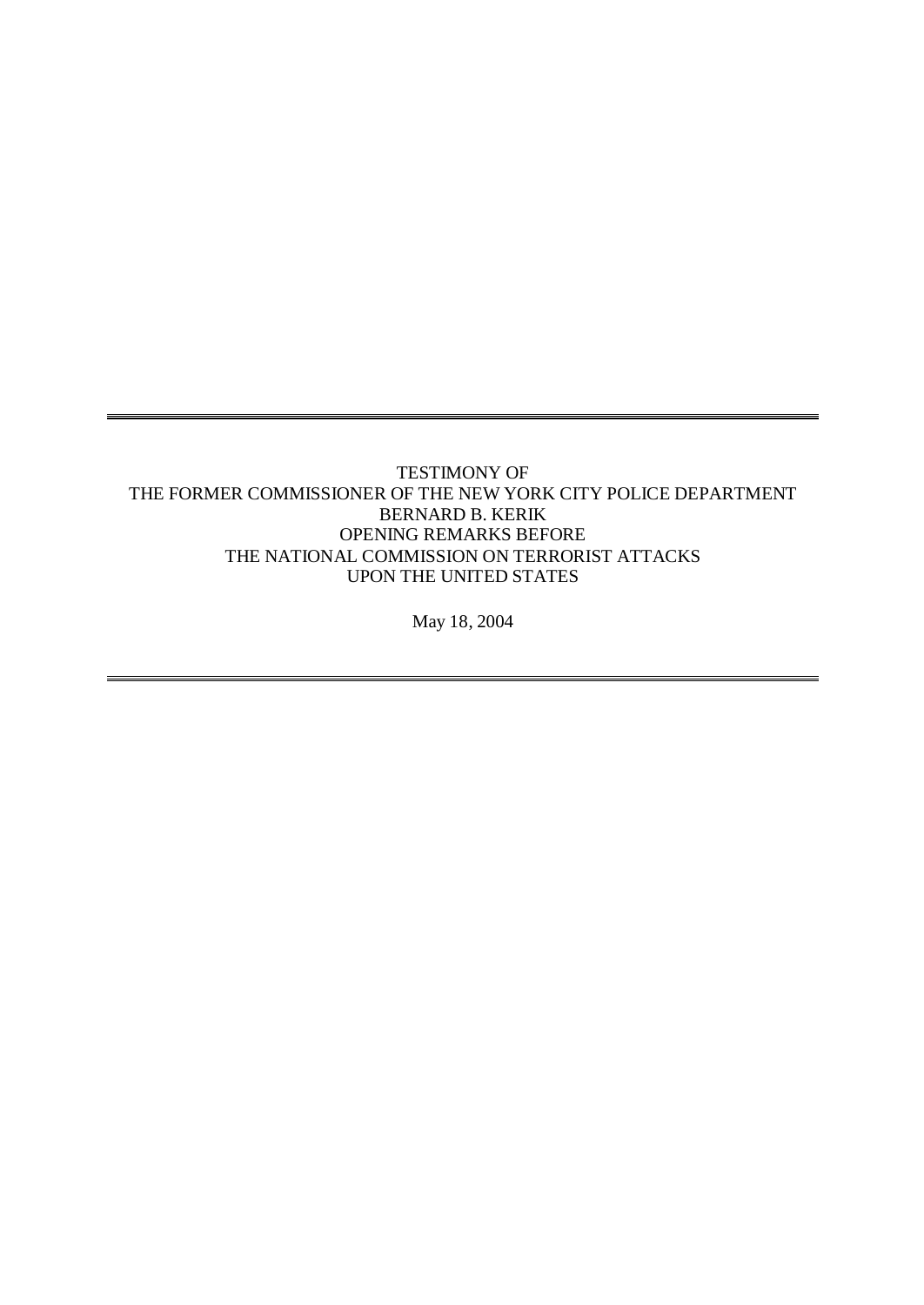TESTIMONY OF
THE FORMER COMMISSIONER OF THE NEW YORK CITY POLICE DEPARTMENT
BERNARD B. KERIK
OPENING REMARKS BEFORE
THE NATIONAL COMMISSION ON TERRORIST ATTACKS
UPON THE UNITED STATES

May 18, 2004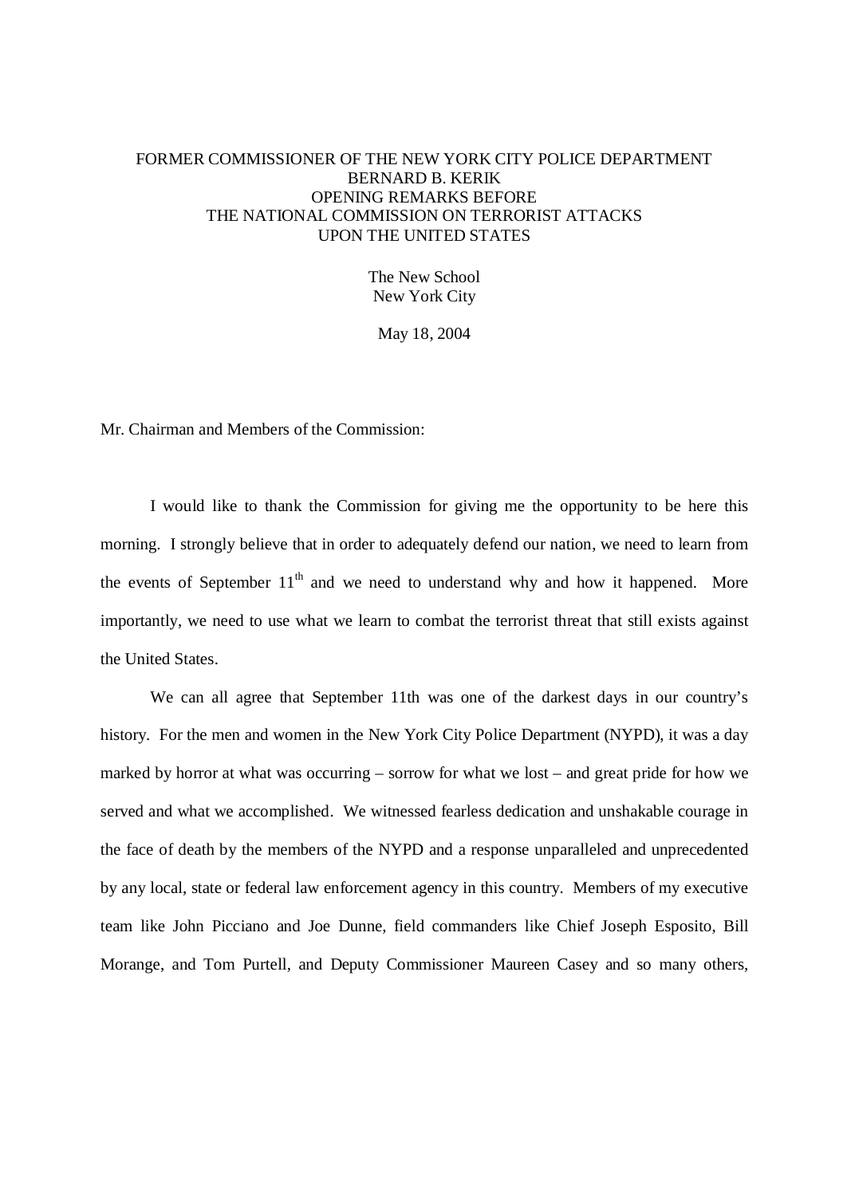FORMER COMMISSIONER OF THE NEW YORK CITY POLICE DEPARTMENT
BERNARD B. KERIK
OPENING REMARKS BEFORE
THE NATIONAL COMMISSION ON TERRORIST ATTACKS
UPON THE UNITED STATES

The New School
New York City

May 18, 2004

Mr. Chairman and Members of the Commission:

I would like to thank the Commission for giving me the opportunity to be here this morning. I strongly believe that in order to adequately defend our nation, we need to learn from the events of September 11th and we need to understand why and how it happened. More importantly, we need to use what we learn to combat the terrorist threat that still exists against the United States.

We can all agree that September 11th was one of the darkest days in our country's history. For the men and women in the New York City Police Department (NYPD), it was a day marked by horror at what was occurring – sorrow for what we lost – and great pride for how we served and what we accomplished. We witnessed fearless dedication and unshakable courage in the face of death by the members of the NYPD and a response unparalleled and unprecedented by any local, state or federal law enforcement agency in this country. Members of my executive team like John Picciano and Joe Dunne, field commanders like Chief Joseph Esposito, Bill Morange, and Tom Purtell, and Deputy Commissioner Maureen Casey and so many others,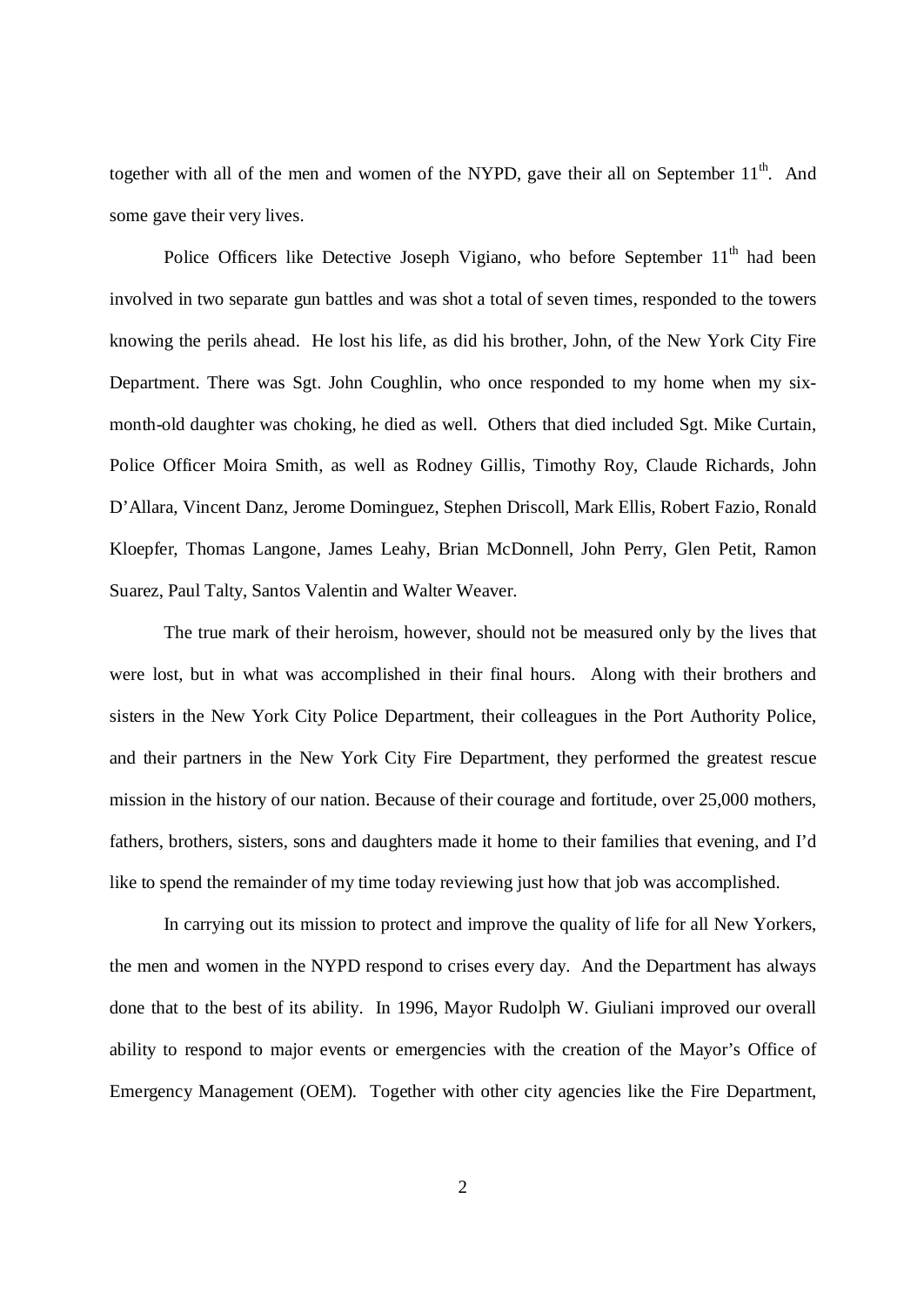together with all of the men and women of the NYPD, gave their all on September 11th. And some gave their very lives.

Police Officers like Detective Joseph Vigiano, who before September 11th had been involved in two separate gun battles and was shot a total of seven times, responded to the towers knowing the perils ahead. He lost his life, as did his brother, John, of the New York City Fire Department. There was Sgt. John Coughlin, who once responded to my home when my six-month-old daughter was choking, he died as well. Others that died included Sgt. Mike Curtain, Police Officer Moira Smith, as well as Rodney Gillis, Timothy Roy, Claude Richards, John D'Allara, Vincent Danz, Jerome Dominguez, Stephen Driscoll, Mark Ellis, Robert Fazio, Ronald Kloepfer, Thomas Langone, James Leahy, Brian McDonnell, John Perry, Glen Petit, Ramon Suarez, Paul Talty, Santos Valentin and Walter Weaver.

The true mark of their heroism, however, should not be measured only by the lives that were lost, but in what was accomplished in their final hours. Along with their brothers and sisters in the New York City Police Department, their colleagues in the Port Authority Police, and their partners in the New York City Fire Department, they performed the greatest rescue mission in the history of our nation. Because of their courage and fortitude, over 25,000 mothers, fathers, brothers, sisters, sons and daughters made it home to their families that evening, and I'd like to spend the remainder of my time today reviewing just how that job was accomplished.

In carrying out its mission to protect and improve the quality of life for all New Yorkers, the men and women in the NYPD respond to crises every day. And the Department has always done that to the best of its ability. In 1996, Mayor Rudolph W. Giuliani improved our overall ability to respond to major events or emergencies with the creation of the Mayor's Office of Emergency Management (OEM). Together with other city agencies like the Fire Department,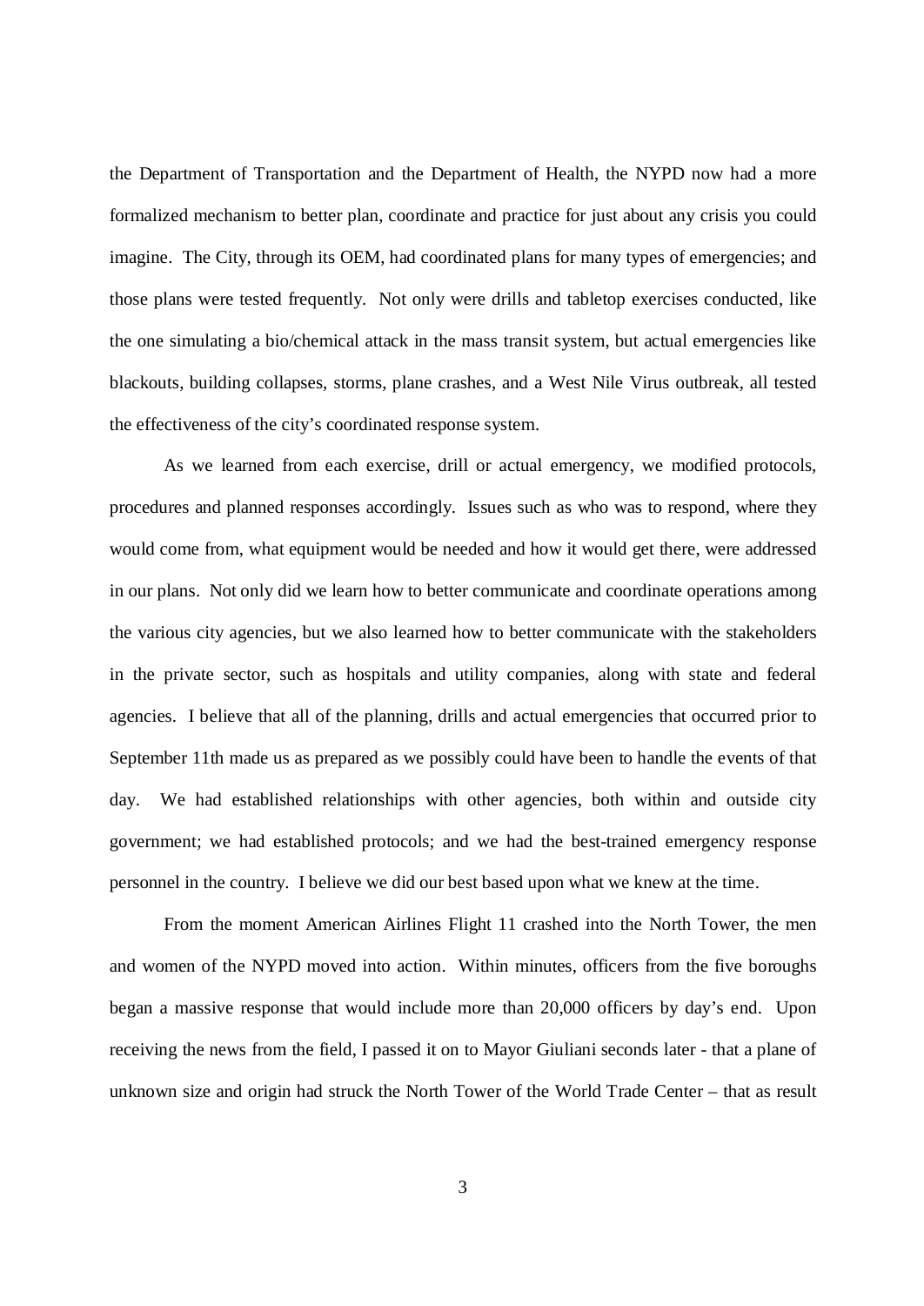the Department of Transportation and the Department of Health, the NYPD now had a more formalized mechanism to better plan, coordinate and practice for just about any crisis you could imagine. The City, through its OEM, had coordinated plans for many types of emergencies; and those plans were tested frequently. Not only were drills and tabletop exercises conducted, like the one simulating a bio/chemical attack in the mass transit system, but actual emergencies like blackouts, building collapses, storms, plane crashes, and a West Nile Virus outbreak, all tested the effectiveness of the city's coordinated response system.

As we learned from each exercise, drill or actual emergency, we modified protocols, procedures and planned responses accordingly. Issues such as who was to respond, where they would come from, what equipment would be needed and how it would get there, were addressed in our plans. Not only did we learn how to better communicate and coordinate operations among the various city agencies, but we also learned how to better communicate with the stakeholders in the private sector, such as hospitals and utility companies, along with state and federal agencies. I believe that all of the planning, drills and actual emergencies that occurred prior to September 11th made us as prepared as we possibly could have been to handle the events of that day. We had established relationships with other agencies, both within and outside city government; we had established protocols; and we had the best-trained emergency response personnel in the country. I believe we did our best based upon what we knew at the time.

From the moment American Airlines Flight 11 crashed into the North Tower, the men and women of the NYPD moved into action. Within minutes, officers from the five boroughs began a massive response that would include more than 20,000 officers by day's end. Upon receiving the news from the field, I passed it on to Mayor Giuliani seconds later - that a plane of unknown size and origin had struck the North Tower of the World Trade Center – that as result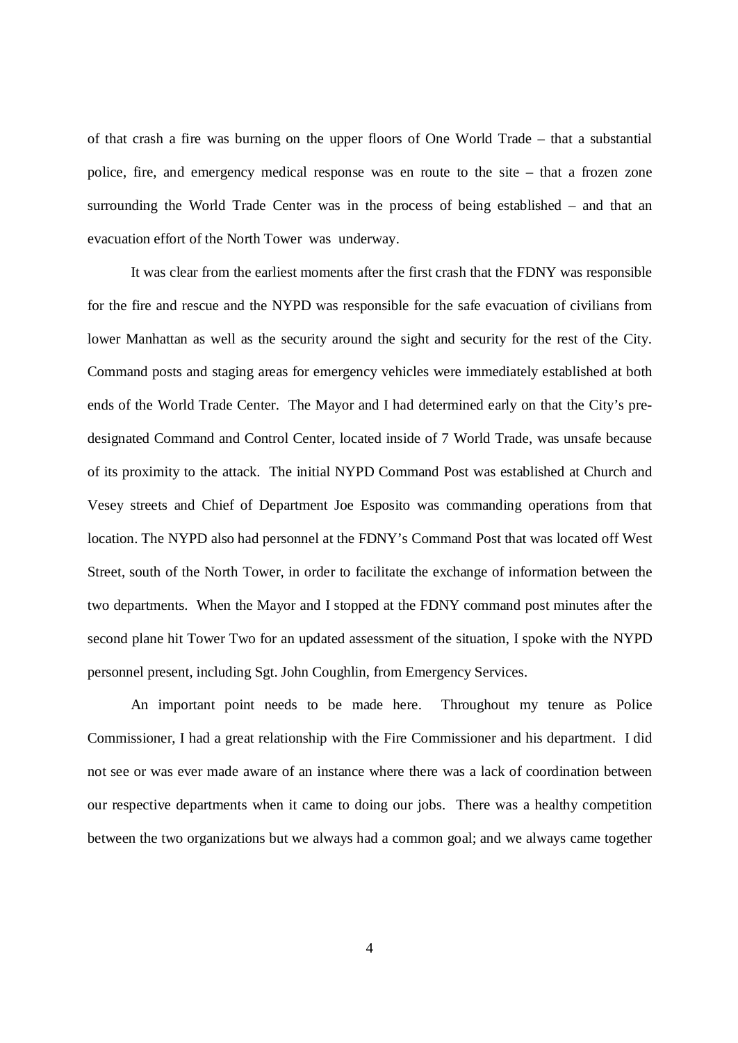of that crash a fire was burning on the upper floors of One World Trade – that a substantial police, fire, and emergency medical response was en route to the site – that a frozen zone surrounding the World Trade Center was in the process of being established – and that an evacuation effort of the North Tower was underway.

It was clear from the earliest moments after the first crash that the FDNY was responsible for the fire and rescue and the NYPD was responsible for the safe evacuation of civilians from lower Manhattan as well as the security around the sight and security for the rest of the City. Command posts and staging areas for emergency vehicles were immediately established at both ends of the World Trade Center. The Mayor and I had determined early on that the City's pre-designated Command and Control Center, located inside of 7 World Trade, was unsafe because of its proximity to the attack. The initial NYPD Command Post was established at Church and Vesey streets and Chief of Department Joe Esposito was commanding operations from that location. The NYPD also had personnel at the FDNY's Command Post that was located off West Street, south of the North Tower, in order to facilitate the exchange of information between the two departments. When the Mayor and I stopped at the FDNY command post minutes after the second plane hit Tower Two for an updated assessment of the situation, I spoke with the NYPD personnel present, including Sgt. John Coughlin, from Emergency Services.

An important point needs to be made here. Throughout my tenure as Police Commissioner, I had a great relationship with the Fire Commissioner and his department. I did not see or was ever made aware of an instance where there was a lack of coordination between our respective departments when it came to doing our jobs. There was a healthy competition between the two organizations but we always had a common goal; and we always came together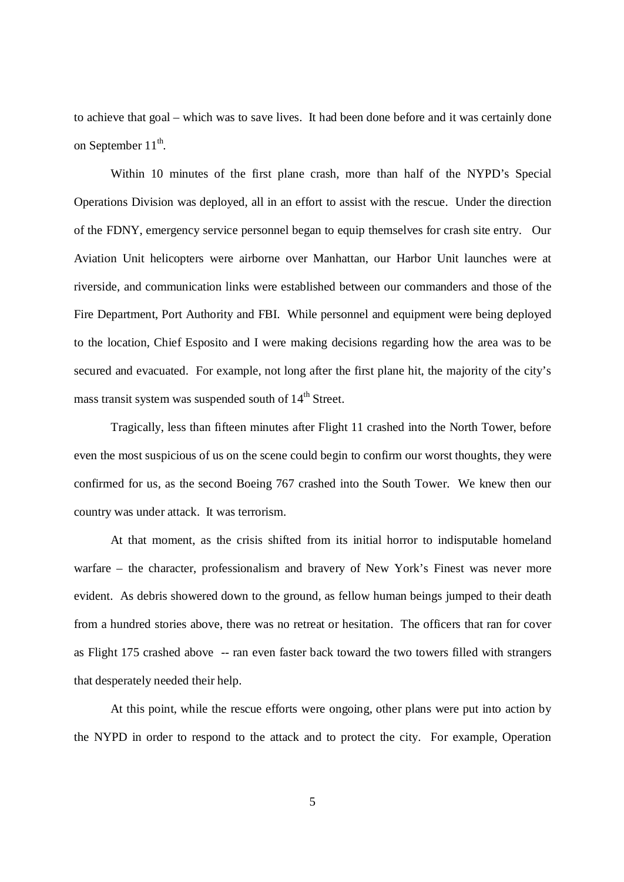to achieve that goal – which was to save lives. It had been done before and it was certainly done on September 11th.

Within 10 minutes of the first plane crash, more than half of the NYPD's Special Operations Division was deployed, all in an effort to assist with the rescue. Under the direction of the FDNY, emergency service personnel began to equip themselves for crash site entry. Our Aviation Unit helicopters were airborne over Manhattan, our Harbor Unit launches were at riverside, and communication links were established between our commanders and those of the Fire Department, Port Authority and FBI. While personnel and equipment were being deployed to the location, Chief Esposito and I were making decisions regarding how the area was to be secured and evacuated. For example, not long after the first plane hit, the majority of the city's mass transit system was suspended south of 14th Street.

Tragically, less than fifteen minutes after Flight 11 crashed into the North Tower, before even the most suspicious of us on the scene could begin to confirm our worst thoughts, they were confirmed for us, as the second Boeing 767 crashed into the South Tower. We knew then our country was under attack. It was terrorism.

At that moment, as the crisis shifted from its initial horror to indisputable homeland warfare – the character, professionalism and bravery of New York's Finest was never more evident. As debris showered down to the ground, as fellow human beings jumped to their death from a hundred stories above, there was no retreat or hesitation. The officers that ran for cover as Flight 175 crashed above -- ran even faster back toward the two towers filled with strangers that desperately needed their help.

At this point, while the rescue efforts were ongoing, other plans were put into action by the NYPD in order to respond to the attack and to protect the city. For example, Operation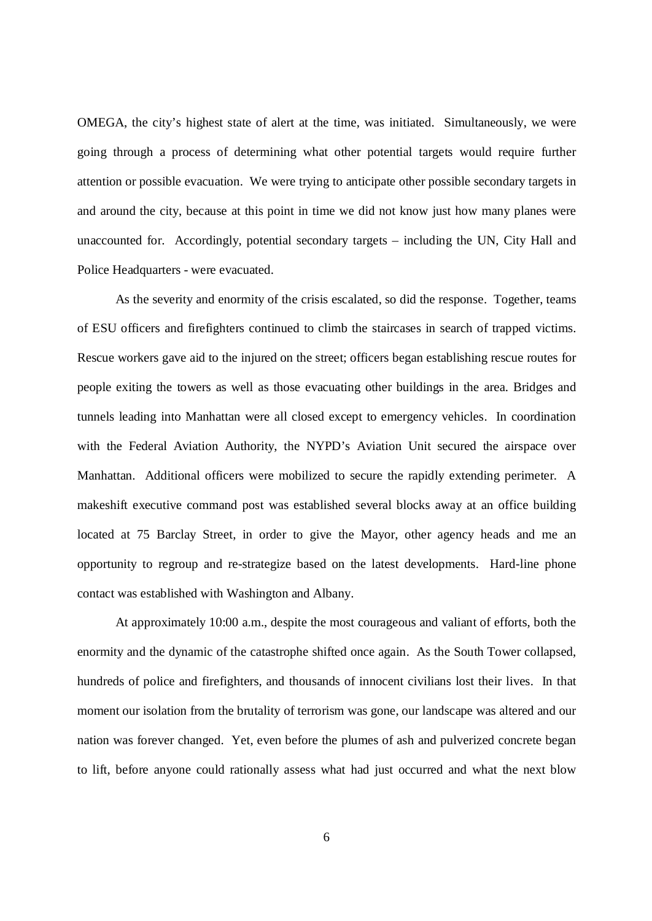OMEGA, the city's highest state of alert at the time, was initiated. Simultaneously, we were going through a process of determining what other potential targets would require further attention or possible evacuation. We were trying to anticipate other possible secondary targets in and around the city, because at this point in time we did not know just how many planes were unaccounted for. Accordingly, potential secondary targets – including the UN, City Hall and Police Headquarters - were evacuated.

As the severity and enormity of the crisis escalated, so did the response. Together, teams of ESU officers and firefighters continued to climb the staircases in search of trapped victims. Rescue workers gave aid to the injured on the street; officers began establishing rescue routes for people exiting the towers as well as those evacuating other buildings in the area. Bridges and tunnels leading into Manhattan were all closed except to emergency vehicles. In coordination with the Federal Aviation Authority, the NYPD's Aviation Unit secured the airspace over Manhattan. Additional officers were mobilized to secure the rapidly extending perimeter. A makeshift executive command post was established several blocks away at an office building located at 75 Barclay Street, in order to give the Mayor, other agency heads and me an opportunity to regroup and re-strategize based on the latest developments. Hard-line phone contact was established with Washington and Albany.

At approximately 10:00 a.m., despite the most courageous and valiant of efforts, both the enormity and the dynamic of the catastrophe shifted once again. As the South Tower collapsed, hundreds of police and firefighters, and thousands of innocent civilians lost their lives. In that moment our isolation from the brutality of terrorism was gone, our landscape was altered and our nation was forever changed. Yet, even before the plumes of ash and pulverized concrete began to lift, before anyone could rationally assess what had just occurred and what the next blow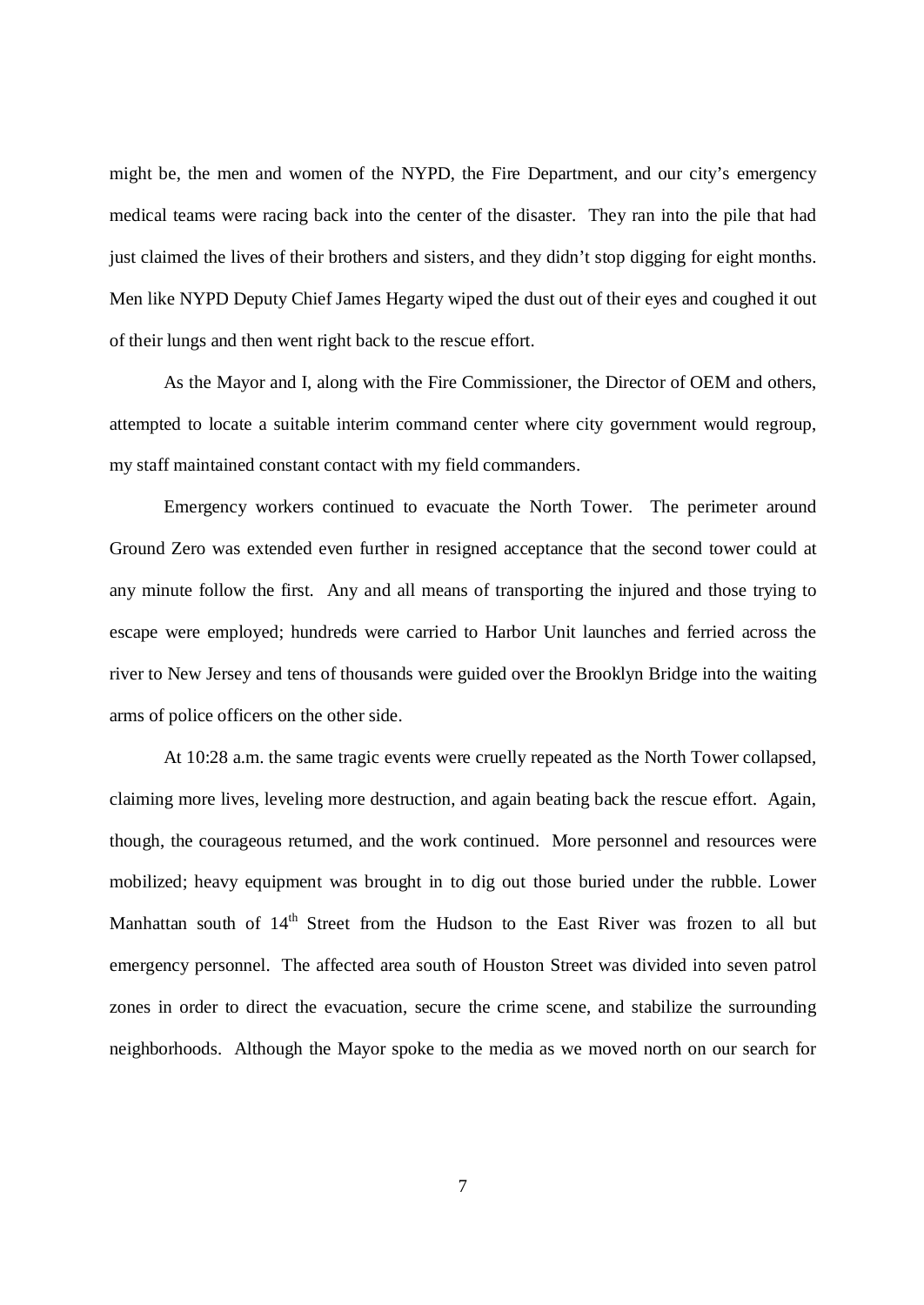might be, the men and women of the NYPD, the Fire Department, and our city's emergency medical teams were racing back into the center of the disaster. They ran into the pile that had just claimed the lives of their brothers and sisters, and they didn't stop digging for eight months. Men like NYPD Deputy Chief James Hegarty wiped the dust out of their eyes and coughed it out of their lungs and then went right back to the rescue effort.

As the Mayor and I, along with the Fire Commissioner, the Director of OEM and others, attempted to locate a suitable interim command center where city government would regroup, my staff maintained constant contact with my field commanders.

Emergency workers continued to evacuate the North Tower. The perimeter around Ground Zero was extended even further in resigned acceptance that the second tower could at any minute follow the first. Any and all means of transporting the injured and those trying to escape were employed; hundreds were carried to Harbor Unit launches and ferried across the river to New Jersey and tens of thousands were guided over the Brooklyn Bridge into the waiting arms of police officers on the other side.

At 10:28 a.m. the same tragic events were cruelly repeated as the North Tower collapsed, claiming more lives, leveling more destruction, and again beating back the rescue effort. Again, though, the courageous returned, and the work continued. More personnel and resources were mobilized; heavy equipment was brought in to dig out those buried under the rubble. Lower Manhattan south of 14th Street from the Hudson to the East River was frozen to all but emergency personnel. The affected area south of Houston Street was divided into seven patrol zones in order to direct the evacuation, secure the crime scene, and stabilize the surrounding neighborhoods. Although the Mayor spoke to the media as we moved north on our search for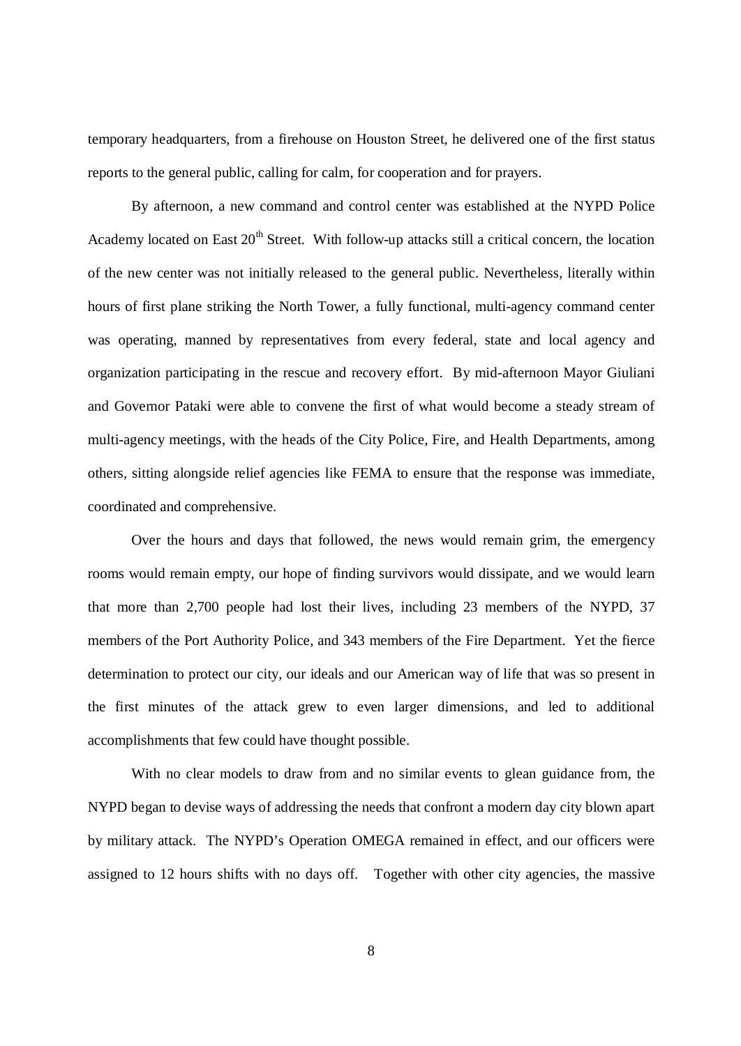temporary headquarters, from a firehouse on Houston Street, he delivered one of the first status reports to the general public, calling for calm, for cooperation and for prayers.

By afternoon, a new command and control center was established at the NYPD Police Academy located on East 20th Street. With follow-up attacks still a critical concern, the location of the new center was not initially released to the general public. Nevertheless, literally within hours of first plane striking the North Tower, a fully functional, multi-agency command center was operating, manned by representatives from every federal, state and local agency and organization participating in the rescue and recovery effort. By mid-afternoon Mayor Giuliani and Governor Pataki were able to convene the first of what would become a steady stream of multi-agency meetings, with the heads of the City Police, Fire, and Health Departments, among others, sitting alongside relief agencies like FEMA to ensure that the response was immediate, coordinated and comprehensive.

Over the hours and days that followed, the news would remain grim, the emergency rooms would remain empty, our hope of finding survivors would dissipate, and we would learn that more than 2,700 people had lost their lives, including 23 members of the NYPD, 37 members of the Port Authority Police, and 343 members of the Fire Department. Yet the fierce determination to protect our city, our ideals and our American way of life that was so present in the first minutes of the attack grew to even larger dimensions, and led to additional accomplishments that few could have thought possible.

With no clear models to draw from and no similar events to glean guidance from, the NYPD began to devise ways of addressing the needs that confront a modern day city blown apart by military attack. The NYPD's Operation OMEGA remained in effect, and our officers were assigned to 12 hours shifts with no days off. Together with other city agencies, the massive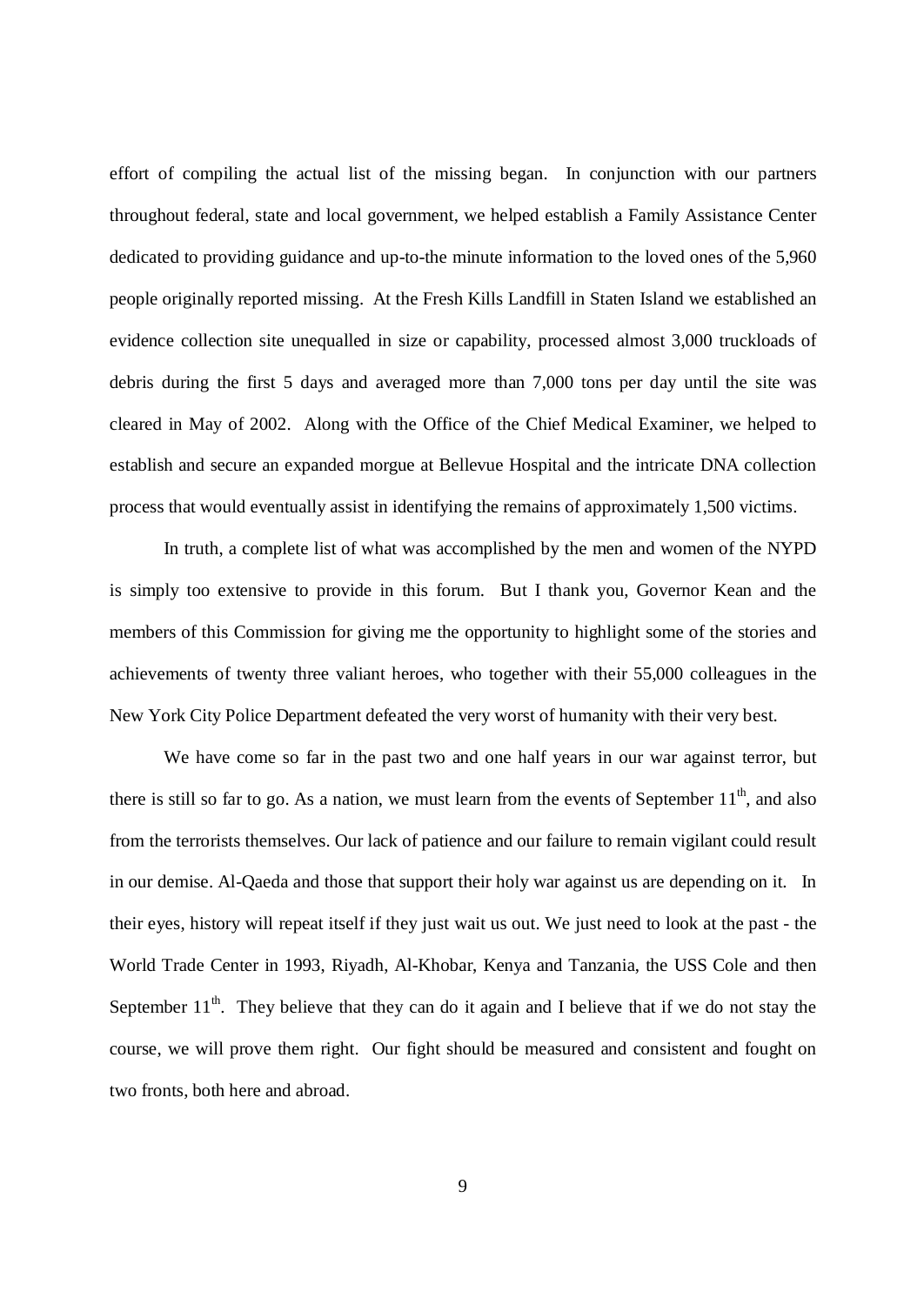effort of compiling the actual list of the missing began. In conjunction with our partners throughout federal, state and local government, we helped establish a Family Assistance Center dedicated to providing guidance and up-to-the minute information to the loved ones of the 5,960 people originally reported missing. At the Fresh Kills Landfill in Staten Island we established an evidence collection site unequalled in size or capability, processed almost 3,000 truckloads of debris during the first 5 days and averaged more than 7,000 tons per day until the site was cleared in May of 2002. Along with the Office of the Chief Medical Examiner, we helped to establish and secure an expanded morgue at Bellevue Hospital and the intricate DNA collection process that would eventually assist in identifying the remains of approximately 1,500 victims.

In truth, a complete list of what was accomplished by the men and women of the NYPD is simply too extensive to provide in this forum. But I thank you, Governor Kean and the members of this Commission for giving me the opportunity to highlight some of the stories and achievements of twenty three valiant heroes, who together with their 55,000 colleagues in the New York City Police Department defeated the very worst of humanity with their very best.

We have come so far in the past two and one half years in our war against terror, but there is still so far to go. As a nation, we must learn from the events of September 11th, and also from the terrorists themselves. Our lack of patience and our failure to remain vigilant could result in our demise. Al-Qaeda and those that support their holy war against us are depending on it. In their eyes, history will repeat itself if they just wait us out. We just need to look at the past - the World Trade Center in 1993, Riyadh, Al-Khobar, Kenya and Tanzania, the USS Cole and then September 11th. They believe that they can do it again and I believe that if we do not stay the course, we will prove them right. Our fight should be measured and consistent and fought on two fronts, both here and abroad.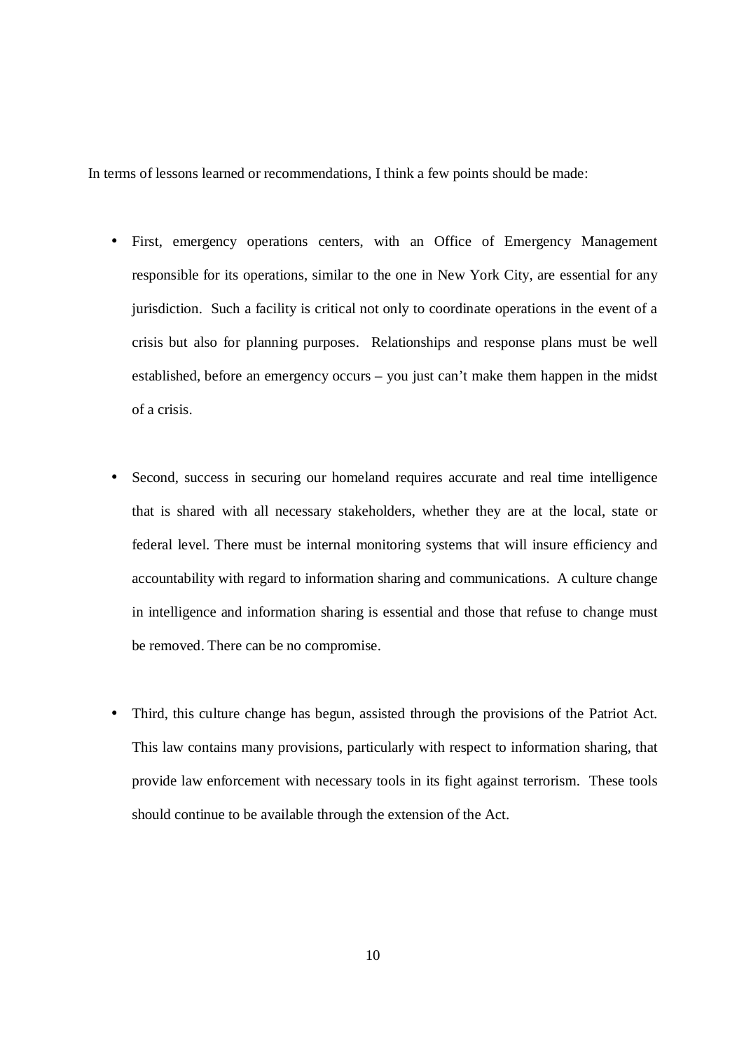In terms of lessons learned or recommendations, I think a few points should be made:

- First, emergency operations centers, with an Office of Emergency Management responsible for its operations, similar to the one in New York City, are essential for any jurisdiction. Such a facility is critical not only to coordinate operations in the event of a crisis but also for planning purposes. Relationships and response plans must be well established, before an emergency occurs – you just can't make them happen in the midst of a crisis.

- Second, success in securing our homeland requires accurate and real time intelligence that is shared with all necessary stakeholders, whether they are at the local, state or federal level. There must be internal monitoring systems that will insure efficiency and accountability with regard to information sharing and communications. A culture change in intelligence and information sharing is essential and those that refuse to change must be removed. There can be no compromise.

- Third, this culture change has begun, assisted through the provisions of the Patriot Act. This law contains many provisions, particularly with respect to information sharing, that provide law enforcement with necessary tools in its fight against terrorism. These tools should continue to be available through the extension of the Act.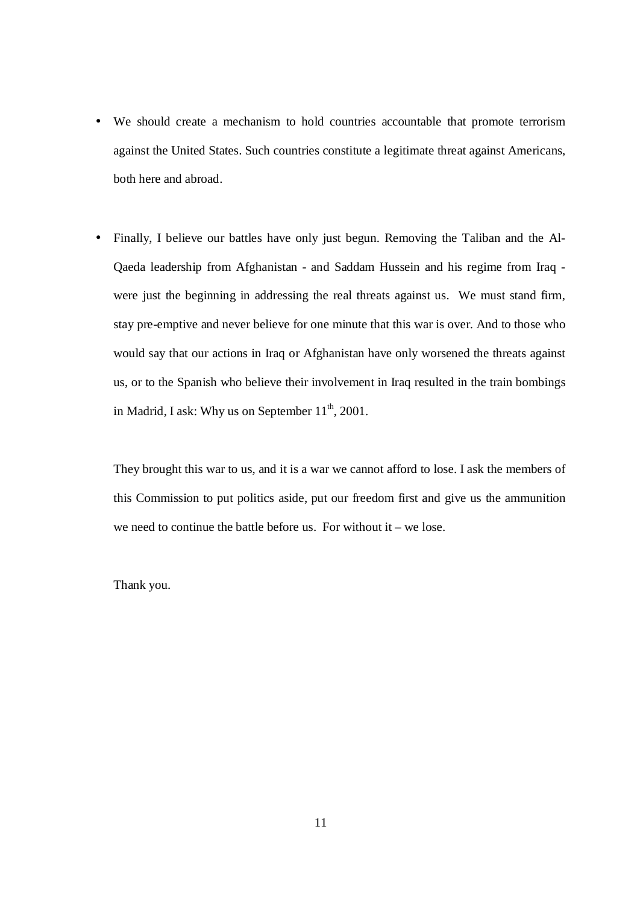- We should create a mechanism to hold countries accountable that promote terrorism against the United States. Such countries constitute a legitimate threat against Americans, both here and abroad.

- Finally, I believe our battles have only just begun. Removing the Taliban and the Al-Qaeda leadership from Afghanistan - and Saddam Hussein and his regime from Iraq - were just the beginning in addressing the real threats against us. We must stand firm, stay pre-emptive and never believe for one minute that this war is over. And to those who would say that our actions in Iraq or Afghanistan have only worsened the threats against us, or to the Spanish who believe their involvement in Iraq resulted in the train bombings in Madrid, I ask: Why us on September 11th, 2001.

They brought this war to us, and it is a war we cannot afford to lose. I ask the members of this Commission to put politics aside, put our freedom first and give us the ammunition we need to continue the battle before us. For without it – we lose.

Thank you.